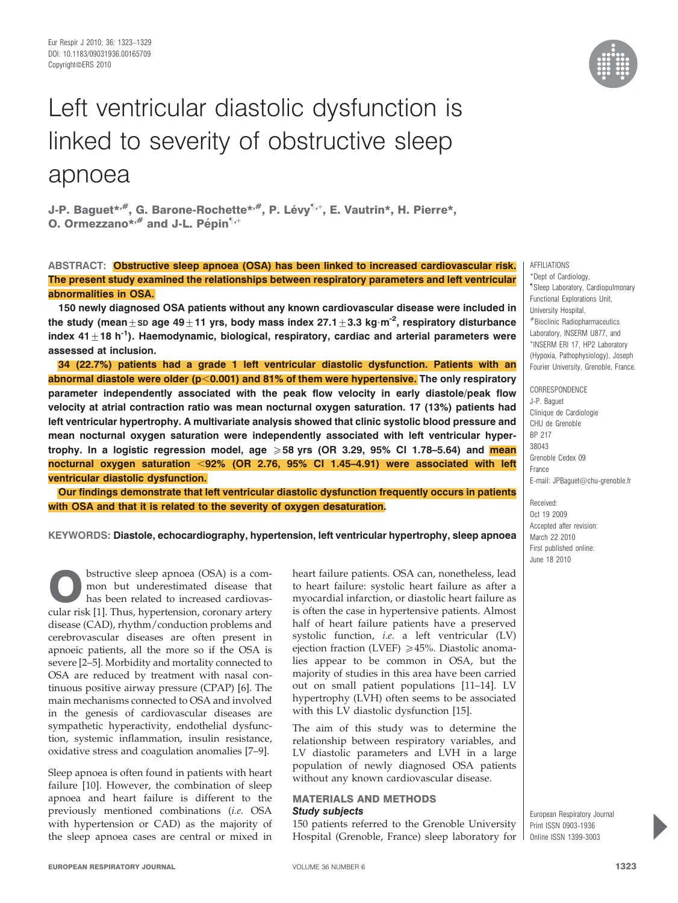# Left ventricular diastolic dysfunction is linked to severity of obstructive sleep apnoea

**J-P. Baguet\*,#, G. Barone-Rochette\*,#, P. Lévy¶,+, E. Vautrin\*, H. Pierre\*, O. Ormezzano\*,# and J-L. Pépin¶,+**

**ABSTRACT: Obstructive sleep apnoea (OSA) has been linked to increased cardiovascular risk. The present study examined the relationships between respiratory parameters and left ventricular abnormalities in OSA.**

**150 newly diagnosed OSA patients without any known cardiovascular disease were included in the study (mean±SD age 49±11 yrs, body mass index 27.1±3.3 kg·m$^{-2}$, respiratory disturbance index 41±18 h$^{-1}$). Haemodynamic, biological, respiratory, cardiac and arterial parameters were assessed at inclusion.**

**34 (22.7%) patients had a grade 1 left ventricular diastolic dysfunction. Patients with an abnormal diastole were older ($p<0.001$) and 81% of them were hypertensive. The only respiratory parameter independently associated with the peak flow velocity in early diastole/peak flow velocity at atrial contraction ratio was mean nocturnal oxygen saturation. 17 (13%) patients had left ventricular hypertrophy. A multivariate analysis showed that clinic systolic blood pressure and mean nocturnal oxygen saturation were independently associated with left ventricular hypertrophy. In a logistic regression model, age ≥58 yrs (OR 3.29, 95% CI 1.78–5.64) and mean nocturnal oxygen saturation <92% (OR 2.76, 95% CI 1.45–4.91) were associated with left ventricular diastolic dysfunction.**

**Our findings demonstrate that left ventricular diastolic dysfunction frequently occurs in patients with OSA and that it is related to the severity of oxygen desaturation.**

**KEYWORDS: Diastole, echocardiography, hypertension, left ventricular hypertrophy, sleep apnoea**

AFFILIATIONS
\*Dept of Cardiology,
¶Sleep Laboratory, Cardiopulmonary Functional Explorations Unit, University Hospital,
#Bioclinic Radiopharmaceutics Laboratory, INSERM U877, and
+INSERM ERI 17, HP2 Laboratory (Hypoxia, Pathophysiology), Joseph Fourier University, Grenoble, France.

CORRESPONDENCE
J-P. Baguet
Clinique de Cardiologie
CHU de Grenoble
BP 217
38043
Grenoble Cedex 09
France
E-mail: JPBaguet@chu-grenoble.fr

Received:
Oct 19 2009
Accepted after revision:
March 22 2010
First published online:
June 18 2010

Obstructive sleep apnoea (OSA) is a common but underestimated disease that has been related to increased cardiovascular risk [1]. Thus, hypertension, coronary artery disease (CAD), rhythm/conduction problems and cerebrovascular diseases are often present in apnoeic patients, all the more so if the OSA is severe [2–5]. Morbidity and mortality connected to OSA are reduced by treatment with nasal continuous positive airway pressure (CPAP) [6]. The main mechanisms connected to OSA and involved in the genesis of cardiovascular diseases are sympathetic hyperactivity, endothelial dysfunction, systemic inflammation, insulin resistance, oxidative stress and coagulation anomalies [7–9].

Sleep apnoea is often found in patients with heart failure [10]. However, the combination of sleep apnoea and heart failure is different to the previously mentioned combinations (*i.e.* OSA with hypertension or CAD) as the majority of the sleep apnoea cases are central or mixed in heart failure patients. OSA can, nonetheless, lead to heart failure: systolic heart failure as after a myocardial infarction, or diastolic heart failure as is often the case in hypertensive patients. Almost half of heart failure patients have a preserved systolic function, *i.e.* a left ventricular (LV) ejection fraction (LVEF) ≥45%. Diastolic anomalies appear to be common in OSA, but the majority of studies in this area have been carried out on small patient populations [11–14]. LV hypertrophy (LVH) often seems to be associated with this LV diastolic dysfunction [15].

The aim of this study was to determine the relationship between respiratory variables, and LV diastolic parameters and LVH in a large population of newly diagnosed OSA patients without any known cardiovascular disease.

## MATERIALS AND METHODS

### Study subjects

150 patients referred to the Grenoble University Hospital (Grenoble, France) sleep laboratory for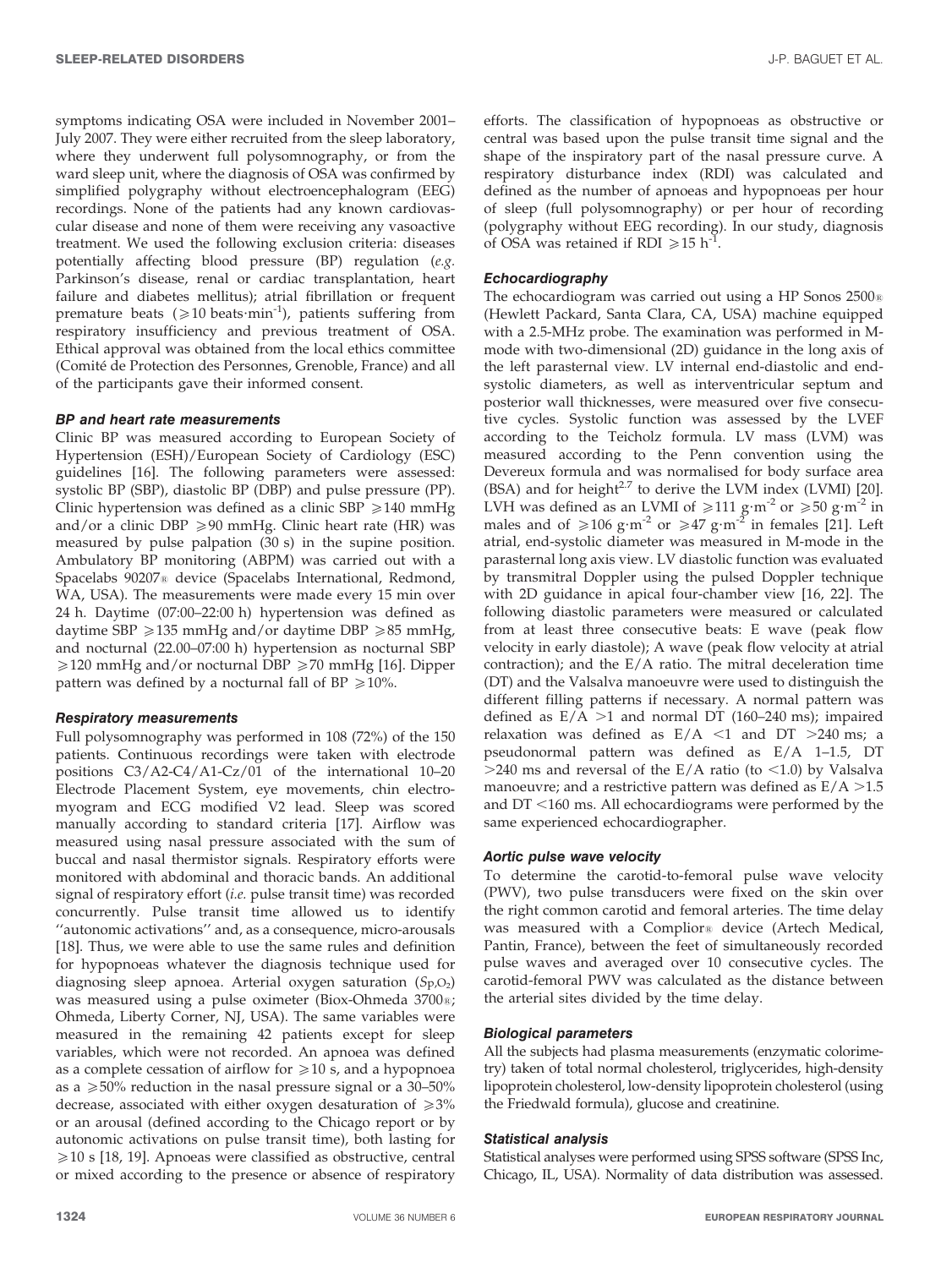symptoms indicating OSA were included in November 2001–July 2007. They were either recruited from the sleep laboratory, where they underwent full polysomnography, or from the ward sleep unit, where the diagnosis of OSA was confirmed by simplified polygraphy without electroencephalogram (EEG) recordings. None of the patients had any known cardiovascular disease and none of them were receiving any vasoactive treatment. We used the following exclusion criteria: diseases potentially affecting blood pressure (BP) regulation (*e.g.* Parkinson's disease, renal or cardiac transplantation, heart failure and diabetes mellitus); atrial fibrillation or frequent premature beats ($\geqslant$10 beats·min$^{-1}$), patients suffering from respiratory insufficiency and previous treatment of OSA. Ethical approval was obtained from the local ethics committee (Comité de Protection des Personnes, Grenoble, France) and all of the participants gave their informed consent.

### BP and heart rate measurements

Clinic BP was measured according to European Society of Hypertension (ESH)/European Society of Cardiology (ESC) guidelines [16]. The following parameters were assessed: systolic BP (SBP), diastolic BP (DBP) and pulse pressure (PP). Clinic hypertension was defined as a clinic SBP $\geqslant$140 mmHg and/or a clinic DBP $\geqslant$90 mmHg. Clinic heart rate (HR) was measured by pulse palpation (30 s) in the supine position. Ambulatory BP monitoring (ABPM) was carried out with a Spacelabs 90207® device (Spacelabs International, Redmond, WA, USA). The measurements were made every 15 min over 24 h. Daytime (07:00–22:00 h) hypertension was defined as daytime SBP $\geqslant$135 mmHg and/or daytime DBP $\geqslant$85 mmHg, and nocturnal (22.00–07:00 h) hypertension as nocturnal SBP $\geqslant$120 mmHg and/or nocturnal DBP $\geqslant$70 mmHg [16]. Dipper pattern was defined by a nocturnal fall of BP $\geqslant$10%.

### Respiratory measurements

Full polysomnography was performed in 108 (72%) of the 150 patients. Continuous recordings were taken with electrode positions C3/A2-C4/A1-Cz/01 of the international 10–20 Electrode Placement System, eye movements, chin electromyogram and ECG modified V2 lead. Sleep was scored manually according to standard criteria [17]. Airflow was measured using nasal pressure associated with the sum of buccal and nasal thermistor signals. Respiratory efforts were monitored with abdominal and thoracic bands. An additional signal of respiratory effort (*i.e.* pulse transit time) was recorded concurrently. Pulse transit time allowed us to identify ''autonomic activations'' and, as a consequence, micro-arousals [18]. Thus, we were able to use the same rules and definition for hypopnoeas whatever the diagnosis technique used for diagnosing sleep apnoea. Arterial oxygen saturation ($S_{p,O_2}$) was measured using a pulse oximeter (Biox-Ohmeda 3700®; Ohmeda, Liberty Corner, NJ, USA). The same variables were measured in the remaining 42 patients except for sleep variables, which were not recorded. An apnoea was defined as a complete cessation of airflow for $\geqslant$10 s, and a hypopnoea as a $\geqslant$50% reduction in the nasal pressure signal or a 30–50% decrease, associated with either oxygen desaturation of $\geqslant$3% or an arousal (defined according to the Chicago report or by autonomic activations on pulse transit time), both lasting for $\geqslant$10 s [18, 19]. Apnoeas were classified as obstructive, central or mixed according to the presence or absence of respiratory efforts. The classification of hypopnoeas as obstructive or central was based upon the pulse transit time signal and the shape of the inspiratory part of the nasal pressure curve. A respiratory disturbance index (RDI) was calculated and defined as the number of apnoeas and hypopnoeas per hour of sleep (full polysomnography) or per hour of recording (polygraphy without EEG recording). In our study, diagnosis of OSA was retained if RDI $\geqslant$15 h$^{-1}$.

### Echocardiography

The echocardiogram was carried out using a HP Sonos 2500® (Hewlett Packard, Santa Clara, CA, USA) machine equipped with a 2.5-MHz probe. The examination was performed in M-mode with two-dimensional (2D) guidance in the long axis of the left parasternal view. LV internal end-diastolic and end-systolic diameters, as well as interventricular septum and posterior wall thicknesses, were measured over five consecutive cycles. Systolic function was assessed by the LVEF according to the Teicholz formula. LV mass (LVM) was measured according to the Penn convention using the Devereux formula and was normalised for body surface area (BSA) and for height$^{2.7}$ to derive the LVM index (LVMI) [20]. LVH was defined as an LVMI of $\geqslant$111 g·m$^{-2}$ or $\geqslant$50 g·m$^{-2}$ in males and of $\geqslant$106 g·m$^{-2}$ or $\geqslant$47 g·m$^{-2}$ in females [21]. Left atrial, end-systolic diameter was measured in M-mode in the parasternal long axis view. LV diastolic function was evaluated by transmitral Doppler using the pulsed Doppler technique with 2D guidance in apical four-chamber view [16, 22]. The following diastolic parameters were measured or calculated from at least three consecutive beats: E wave (peak flow velocity in early diastole); A wave (peak flow velocity at atrial contraction); and the E/A ratio. The mitral deceleration time (DT) and the Valsalva manoeuvre were used to distinguish the different filling patterns if necessary. A normal pattern was defined as E/A >1 and normal DT (160–240 ms); impaired relaxation was defined as E/A <1 and DT >240 ms; a pseudonormal pattern was defined as E/A 1–1.5, DT >240 ms and reversal of the E/A ratio (to <1.0) by Valsalva manoeuvre; and a restrictive pattern was defined as E/A >1.5 and DT <160 ms. All echocardiograms were performed by the same experienced echocardiographer.

### Aortic pulse wave velocity

To determine the carotid-to-femoral pulse wave velocity (PWV), two pulse transducers were fixed on the skin over the right common carotid and femoral arteries. The time delay was measured with a Complior® device (Artech Medical, Pantin, France), between the feet of simultaneously recorded pulse waves and averaged over 10 consecutive cycles. The carotid-femoral PWV was calculated as the distance between the arterial sites divided by the time delay.

### Biological parameters

All the subjects had plasma measurements (enzymatic colorimetry) taken of total normal cholesterol, triglycerides, high-density lipoprotein cholesterol, low-density lipoprotein cholesterol (using the Friedwald formula), glucose and creatinine.

### Statistical analysis

Statistical analyses were performed using SPSS software (SPSS Inc, Chicago, IL, USA). Normality of data distribution was assessed.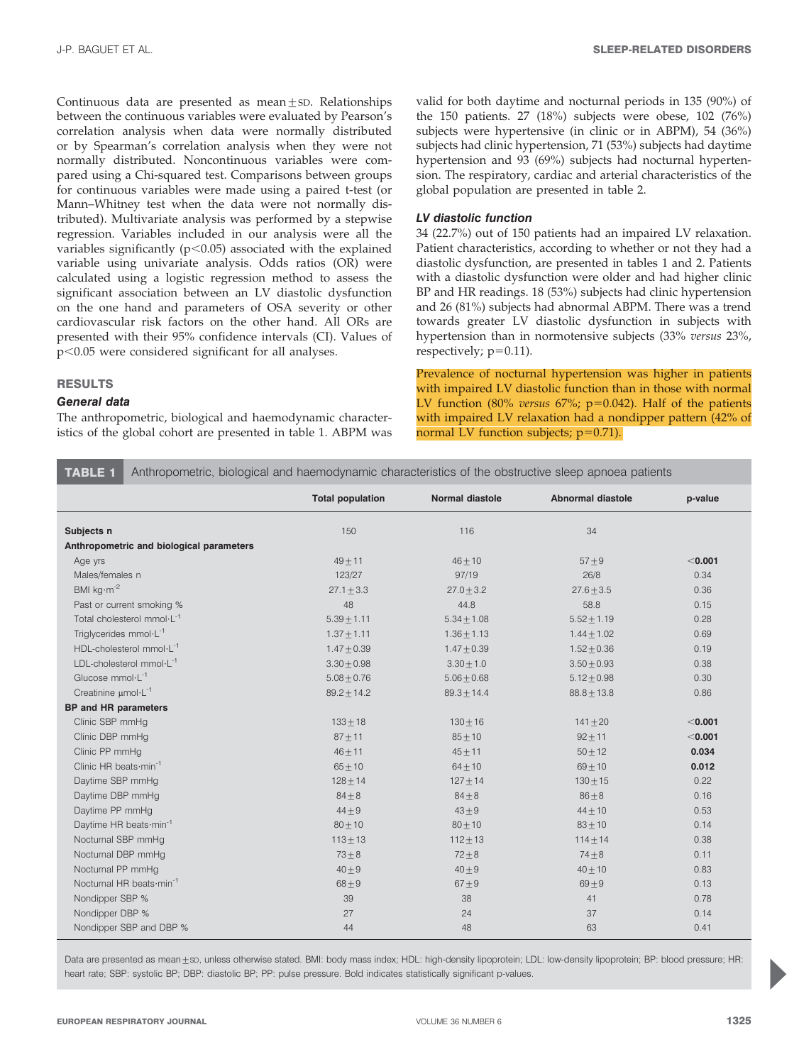Continuous data are presented as mean±SD. Relationships between the continuous variables were evaluated by Pearson's correlation analysis when data were normally distributed or by Spearman's correlation analysis when they were not normally distributed. Noncontinuous variables were compared using a Chi-squared test. Comparisons between groups for continuous variables were made using a paired t-test (or Mann–Whitney test when the data were not normally distributed). Multivariate analysis was performed by a stepwise regression. Variables included in our analysis were all the variables significantly ($p<0.05$) associated with the explained variable using univariate analysis. Odds ratios (OR) were calculated using a logistic regression method to assess the significant association between an LV diastolic dysfunction on the one hand and parameters of OSA severity or other cardiovascular risk factors on the other hand. All ORs are presented with their 95% confidence intervals (CI). Values of $p<0.05$ were considered significant for all analyses.

## RESULTS

### General data

The anthropometric, biological and haemodynamic characteristics of the global cohort are presented in table 1. ABPM was valid for both daytime and nocturnal periods in 135 (90%) of the 150 patients. 27 (18%) subjects were obese, 102 (76%) subjects were hypertensive (in clinic or in ABPM), 54 (36%) subjects had clinic hypertension, 71 (53%) subjects had daytime hypertension and 93 (69%) subjects had nocturnal hypertension. The respiratory, cardiac and arterial characteristics of the global population are presented in table 2.

### LV diastolic function

34 (22.7%) out of 150 patients had an impaired LV relaxation. Patient characteristics, according to whether or not they had a diastolic dysfunction, are presented in tables 1 and 2. Patients with a diastolic dysfunction were older and had higher clinic BP and HR readings. 18 (53%) subjects had clinic hypertension and 26 (81%) subjects had abnormal ABPM. There was a trend towards greater LV diastolic dysfunction in subjects with hypertension than in normotensive subjects (33% *versus* 23%, respectively; $p=0.11$).

Prevalence of nocturnal hypertension was higher in patients with impaired LV diastolic function than in those with normal LV function (80% *versus* 67%; $p=0.042$). Half of the patients with impaired LV relaxation had a nondipper pattern (42% of normal LV function subjects; $p=0.71$).

**TABLE 1** Anthropometric, biological and haemodynamic characteristics of the obstructive sleep apnoea patients

| | Total population | Normal diastole | Abnormal diastole | p-value |
|---|---|---|---|---|
| **Subjects n** | 150 | 116 | 34 | |
| **Anthropometric and biological parameters** | | | | |
| Age yrs | 49±11 | 46±10 | 57±9 | **<0.001** |
| Males/females n | 123/27 | 97/19 | 26/8 | 0.34 |
| BMI kg·m$^{-2}$ | 27.1±3.3 | 27.0±3.2 | 27.6±3.5 | 0.36 |
| Past or current smoking % | 48 | 44.8 | 58.8 | 0.15 |
| Total cholesterol mmol·L$^{-1}$ | 5.39±1.11 | 5.34±1.08 | 5.52±1.19 | 0.28 |
| Triglycerides mmol·L$^{-1}$ | 1.37±1.11 | 1.36±1.13 | 1.44±1.02 | 0.69 |
| HDL-cholesterol mmol·L$^{-1}$ | 1.47±0.39 | 1.47±0.39 | 1.52±0.36 | 0.19 |
| LDL-cholesterol mmol·L$^{-1}$ | 3.30±0.98 | 3.30±1.0 | 3.50±0.93 | 0.38 |
| Glucose mmol·L$^{-1}$ | 5.08±0.76 | 5.06±0.68 | 5.12±0.98 | 0.30 |
| Creatinine µmol·L$^{-1}$ | 89.2±14.2 | 89.3±14.4 | 88.8±13.8 | 0.86 |
| **BP and HR parameters** | | | | |
| Clinic SBP mmHg | 133±18 | 130±16 | 141±20 | **<0.001** |
| Clinic DBP mmHg | 87±11 | 85±10 | 92±11 | **<0.001** |
| Clinic PP mmHg | 46±11 | 45±11 | 50±12 | **0.034** |
| Clinic HR beats·min$^{-1}$ | 65±10 | 64±10 | 69±10 | **0.012** |
| Daytime SBP mmHg | 128±14 | 127±14 | 130±15 | 0.22 |
| Daytime DBP mmHg | 84±8 | 84±8 | 86±8 | 0.16 |
| Daytime PP mmHg | 44±9 | 43±9 | 44±10 | 0.53 |
| Daytime HR beats·min$^{-1}$ | 80±10 | 80±10 | 83±10 | 0.14 |
| Nocturnal SBP mmHg | 113±13 | 112±13 | 114±14 | 0.38 |
| Nocturnal DBP mmHg | 73±8 | 72±8 | 74±8 | 0.11 |
| Nocturnal PP mmHg | 40±9 | 40±9 | 40±10 | 0.83 |
| Nocturnal HR beats·min$^{-1}$ | 68±9 | 67±9 | 69±9 | 0.13 |
| Nondipper SBP % | 39 | 38 | 41 | 0.78 |
| Nondipper DBP % | 27 | 24 | 37 | 0.14 |
| Nondipper SBP and DBP % | 44 | 48 | 63 | 0.41 |

Data are presented as mean±SD, unless otherwise stated. BMI: body mass index; HDL: high-density lipoprotein; LDL: low-density lipoprotein; BP: blood pressure; HR: heart rate; SBP: systolic BP; DBP: diastolic BP; PP: pulse pressure. Bold indicates statistically significant p-values.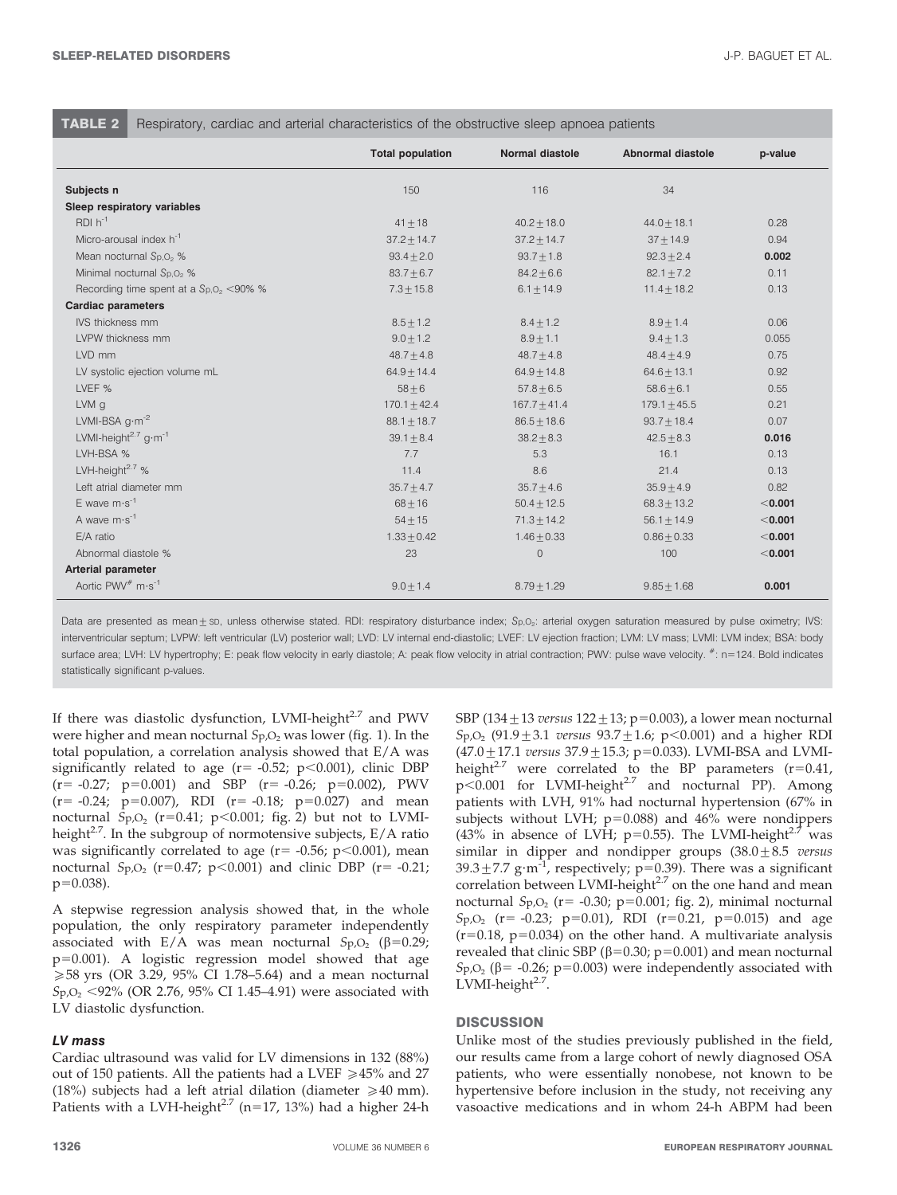**TABLE 2** Respiratory, cardiac and arterial characteristics of the obstructive sleep apnoea patients

| | Total population | Normal diastole | Abnormal diastole | p-value |
|---|---|---|---|---|
| **Subjects n** | 150 | 116 | 34 | |
| **Sleep respiratory variables** | | | | |
| RDI $h^{-1}$ | $41 \pm 18$ | $40.2 \pm 18.0$ | $44.0 \pm 18.1$ | 0.28 |
| Micro-arousal index $h^{-1}$ | $37.2 \pm 14.7$ | $37.2 \pm 14.7$ | $37 \pm 14.9$ | 0.94 |
| Mean nocturnal $S_{p,O_2}$ % | $93.4 \pm 2.0$ | $93.7 \pm 1.8$ | $92.3 \pm 2.4$ | **0.002** |
| Minimal nocturnal $S_{p,O_2}$ % | $83.7 \pm 6.7$ | $84.2 \pm 6.6$ | $82.1 \pm 7.2$ | 0.11 |
| Recording time spent at a $S_{p,O_2}$ <90% % | $7.3 \pm 15.8$ | $6.1 \pm 14.9$ | $11.4 \pm 18.2$ | 0.13 |
| **Cardiac parameters** | | | | |
| IVS thickness mm | $8.5 \pm 1.2$ | $8.4 \pm 1.2$ | $8.9 \pm 1.4$ | 0.06 |
| LVPW thickness mm | $9.0 \pm 1.2$ | $8.9 \pm 1.1$ | $9.4 \pm 1.3$ | 0.055 |
| LVD mm | $48.7 \pm 4.8$ | $48.7 \pm 4.8$ | $48.4 \pm 4.9$ | 0.75 |
| LV systolic ejection volume mL | $64.9 \pm 14.4$ | $64.9 \pm 14.8$ | $64.6 \pm 13.1$ | 0.92 |
| LVEF % | $58 \pm 6$ | $57.8 \pm 6.5$ | $58.6 \pm 6.1$ | 0.55 |
| LVM g | $170.1 \pm 42.4$ | $167.7 \pm 41.4$ | $179.1 \pm 45.5$ | 0.21 |
| LVMI-BSA $g \cdot m^{-2}$ | $88.1 \pm 18.7$ | $86.5 \pm 18.6$ | $93.7 \pm 18.4$ | 0.07 |
| LVMI-height$^{2.7}$ $g \cdot m^{-1}$ | $39.1 \pm 8.4$ | $38.2 \pm 8.3$ | $42.5 \pm 8.3$ | **0.016** |
| LVH-BSA % | 7.7 | 5.3 | 16.1 | 0.13 |
| LVH-height$^{2.7}$ % | 11.4 | 8.6 | 21.4 | 0.13 |
| Left atrial diameter mm | $35.7 \pm 4.7$ | $35.7 \pm 4.6$ | $35.9 \pm 4.9$ | 0.82 |
| E wave $m \cdot s^{-1}$ | $68 \pm 16$ | $50.4 \pm 12.5$ | $68.3 \pm 13.2$ | **<0.001** |
| A wave $m \cdot s^{-1}$ | $54 \pm 15$ | $71.3 \pm 14.2$ | $56.1 \pm 14.9$ | **<0.001** |
| E/A ratio | $1.33 \pm 0.42$ | $1.46 \pm 0.33$ | $0.86 \pm 0.33$ | **<0.001** |
| Abnormal diastole % | 23 | 0 | 100 | **<0.001** |
| **Arterial parameter** | | | | |
| Aortic PWV# $m \cdot s^{-1}$ | $9.0 \pm 1.4$ | $8.79 \pm 1.29$ | $9.85 \pm 1.68$ | **0.001** |

Data are presented as mean ± SD, unless otherwise stated. RDI: respiratory disturbance index; $S_{p,O_2}$: arterial oxygen saturation measured by pulse oximetry; IVS: interventricular septum; LVPW: left ventricular (LV) posterior wall; LVD: LV internal end-diastolic; LVEF: LV ejection fraction; LVM: LV mass; LVMI: LVM index; BSA: body surface area; LVH: LV hypertrophy; E: peak flow velocity in early diastole; A: peak flow velocity in atrial contraction; PWV: pulse wave velocity. #: n=124. Bold indicates statistically significant p-values.

If there was diastolic dysfunction, LVMI-height$^{2.7}$ and PWV were higher and mean nocturnal $S_{p,O_2}$ was lower (fig. 1). In the total population, a correlation analysis showed that E/A was significantly related to age (r= -0.52; p<0.001), clinic DBP (r= -0.27; p=0.001) and SBP (r= -0.26; p=0.002), PWV (r= -0.24; p=0.007), RDI (r= -0.18; p=0.027) and mean nocturnal $S_{p,O_2}$ (r=0.41; p<0.001; fig. 2) but not to LVMI-height$^{2.7}$. In the subgroup of normotensive subjects, E/A ratio was significantly correlated to age (r= -0.56; p<0.001), mean nocturnal $S_{p,O_2}$ (r=0.47; p<0.001) and clinic DBP (r= -0.21; p=0.038).

A stepwise regression analysis showed that, in the whole population, the only respiratory parameter independently associated with E/A was mean nocturnal $S_{p,O_2}$ (β=0.29; p=0.001). A logistic regression model showed that age ≥58 yrs (OR 3.29, 95% CI 1.78–5.64) and a mean nocturnal $S_{p,O_2}$ <92% (OR 2.76, 95% CI 1.45–4.91) were associated with LV diastolic dysfunction.

### *LV mass*

Cardiac ultrasound was valid for LV dimensions in 132 (88%) out of 150 patients. All the patients had a LVEF ≥45% and 27 (18%) subjects had a left atrial dilation (diameter ≥40 mm). Patients with a LVH-height$^{2.7}$ (n=17, 13%) had a higher 24-h SBP (134 ± 13 *versus* 122 ± 13; p=0.003), a lower mean nocturnal $S_{p,O_2}$ (91.9 ± 3.1 *versus* 93.7 ± 1.6; p<0.001) and a higher RDI (47.0 ± 17.1 *versus* 37.9 ± 15.3; p=0.033). LVMI-BSA and LVMI-height$^{2.7}$ were correlated to the BP parameters (r=0.41, p<0.001 for LVMI-height$^{2.7}$ and nocturnal PP). Among patients with LVH, 91% had nocturnal hypertension (67% in subjects without LVH; p=0.088) and 46% were nondippers (43% in absence of LVH; p=0.55). The LVMI-height$^{2.7}$ was similar in dipper and nondipper groups (38.0 ± 8.5 *versus* 39.3 ± 7.7 $g \cdot m^{-1}$, respectively; p=0.39). There was a significant correlation between LVMI-height$^{2.7}$ on the one hand and mean nocturnal $S_{p,O_2}$ (r= -0.30; p=0.001; fig. 2), minimal nocturnal $S_{p,O_2}$ (r= -0.23; p=0.01), RDI (r=0.21, p=0.015) and age (r=0.18, p=0.034) on the other hand. A multivariate analysis revealed that clinic SBP (β=0.30; p=0.001) and mean nocturnal $S_{p,O_2}$ (β= -0.26; p=0.003) were independently associated with LVMI-height$^{2.7}$.

## DISCUSSION

Unlike most of the studies previously published in the field, our results came from a large cohort of newly diagnosed OSA patients, who were essentially nonobese, not known to be hypertensive before inclusion in the study, not receiving any vasoactive medications and in whom 24-h ABPM had been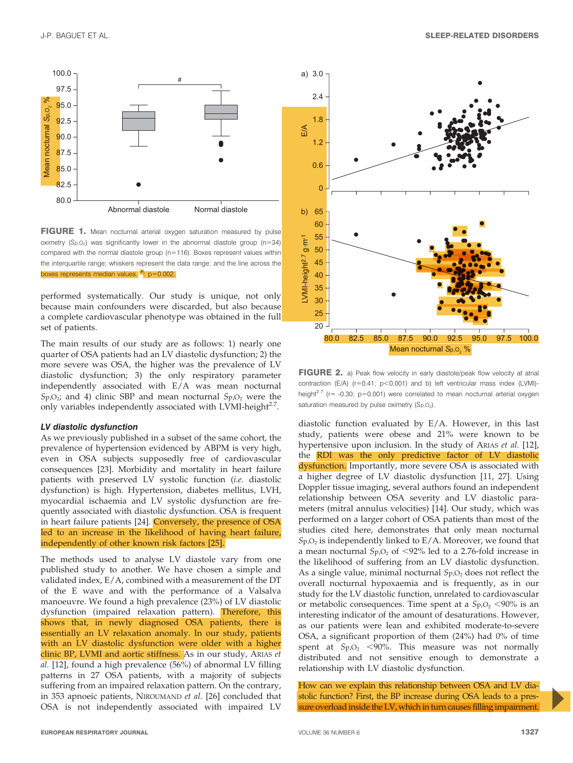FIGURE 1. Mean nocturnal arterial oxygen saturation measured by pulse oximetry ($S_{p,O_2}$) was significantly lower in the abnormal diastole group (n=34) compared with the normal diastole group (n=116). Boxes represent values within the interquartile range; whiskers represent the data range; and the line across the boxes represents median values. #: p=0.002.

performed systematically. Our study is unique, not only because main confounders were discarded, but also because a complete cardiovascular phenotype was obtained in the full set of patients.

The main results of our study are as follows: 1) nearly one quarter of OSA patients had an LV diastolic dysfunction; 2) the more severe was OSA, the higher was the prevalence of LV diastolic dysfunction; 3) the only respiratory parameter independently associated with E/A was mean nocturnal $S_{p,O_2}$; and 4) clinic SBP and mean nocturnal $S_{p,O_2}$ were the only variables independently associated with LVMI-height$^{2.7}$.

### LV diastolic dysfunction

As we previously published in a subset of the same cohort, the prevalence of hypertension evidenced by ABPM is very high, even in OSA subjects supposedly free of cardiovascular consequences [23]. Morbidity and mortality in heart failure patients with preserved LV systolic function (*i.e.* diastolic dysfunction) is high. Hypertension, diabetes mellitus, LVH, myocardial ischaemia and LV systolic dysfunction are frequently associated with diastolic dysfunction. OSA is frequent in heart failure patients [24]. Conversely, the presence of OSA led to an increase in the likelihood of having heart failure, independently of other known risk factors [25].

The methods used to analyse LV diastole vary from one published study to another. We have chosen a simple and validated index, E/A, combined with a measurement of the DT of the E wave and with the performance of a Valsalva manoeuvre. We found a high prevalence (23%) of LV diastolic dysfunction (impaired relaxation pattern). Therefore, this shows that, in newly diagnosed OSA patients, there is essentially an LV relaxation anomaly. In our study, patients with an LV diastolic dysfunction were older with a higher clinic BP, LVMI and aortic stiffness. As in our study, ARIAS *et al.* [12], found a high prevalence (56%) of abnormal LV filling patterns in 27 OSA patients, with a majority of subjects suffering from an impaired relaxation pattern. On the contrary, in 353 apnoeic patients, NIROUMAND *et al.* [26] concluded that OSA is not independently associated with impaired LV

FIGURE 2. a) Peak flow velocity in early diastole/peak flow velocity at atrial contraction (E/A) (r=0.41; p<0.001) and b) left ventricular mass index (LVMI)-height$^{2.7}$ (r= -0.30; p=0.001) were correlated to mean nocturnal arterial oxygen saturation measured by pulse oximetry ($S_{p,O_2}$).

diastolic function evaluated by E/A. However, in this last study, patients were obese and 21% were known to be hypertensive upon inclusion. In the study of ARIAS *et al.* [12], the RDI was the only predictive factor of LV diastolic dysfunction. Importantly, more severe OSA is associated with a higher degree of LV diastolic dysfunction [11, 27]. Using Doppler tissue imaging, several authors found an independent relationship between OSA severity and LV diastolic parameters (mitral annulus velocities) [14]. Our study, which was performed on a larger cohort of OSA patients than most of the studies cited here, demonstrates that only mean nocturnal $S_{p,O_2}$ is independently linked to E/A. Moreover, we found that a mean nocturnal $S_{p,O_2}$ of <92% led to a 2.76-fold increase in the likelihood of suffering from an LV diastolic dysfunction. As a single value, minimal nocturnal $S_{p,O_2}$ does not reflect the overall nocturnal hypoxaemia and is frequently, as in our study for the LV diastolic function, unrelated to cardiovascular or metabolic consequences. Time spent at a $S_{p,O_2}$ <90% is an interesting indicator of the amount of desaturations. However, as our patients were lean and exhibited moderate-to-severe OSA, a significant proportion of them (24%) had 0% of time spent at $S_{p,O_2}$ <90%. This measure was not normally distributed and not sensitive enough to demonstrate a relationship with LV diastolic dysfunction.

How can we explain this relationship between OSA and LV diastolic function? First, the BP increase during OSA leads to a pressure overload inside the LV, which in turn causes filling impairment.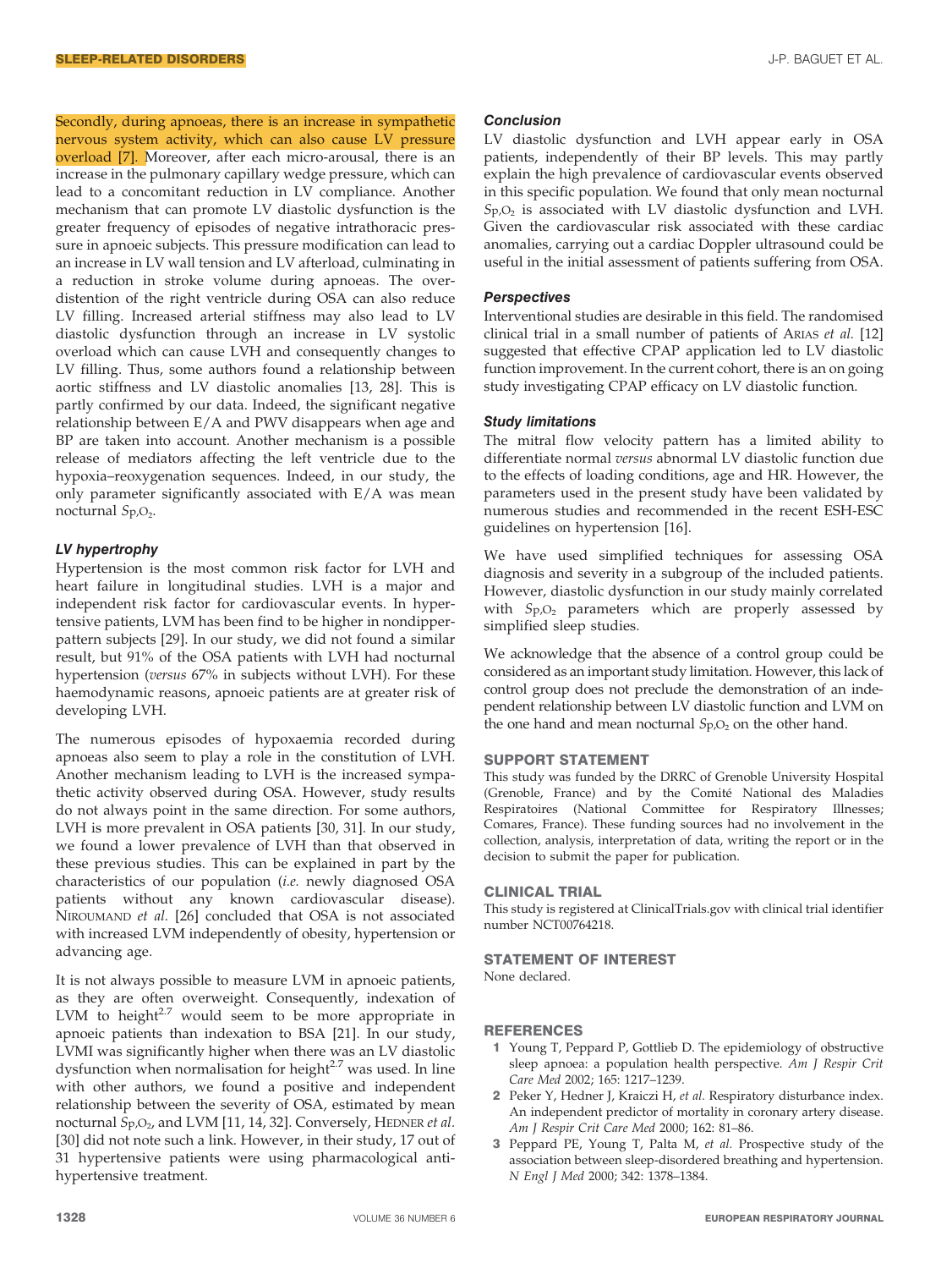Secondly, during apnoeas, there is an increase in sympathetic nervous system activity, which can also cause LV pressure overload [7]. Moreover, after each micro-arousal, there is an increase in the pulmonary capillary wedge pressure, which can lead to a concomitant reduction in LV compliance. Another mechanism that can promote LV diastolic dysfunction is the greater frequency of episodes of negative intrathoracic pressure in apnoeic subjects. This pressure modification can lead to an increase in LV wall tension and LV afterload, culminating in a reduction in stroke volume during apnoeas. The overdistention of the right ventricle during OSA can also reduce LV filling. Increased arterial stiffness may also lead to LV diastolic dysfunction through an increase in LV systolic overload which can cause LVH and consequently changes to LV filling. Thus, some authors found a relationship between aortic stiffness and LV diastolic anomalies [13, 28]. This is partly confirmed by our data. Indeed, the significant negative relationship between E/A and PWV disappears when age and BP are taken into account. Another mechanism is a possible release of mediators affecting the left ventricle due to the hypoxia–reoxygenation sequences. Indeed, in our study, the only parameter significantly associated with E/A was mean nocturnal $S_{p,O_2}$.

### LV hypertrophy

Hypertension is the most common risk factor for LVH and heart failure in longitudinal studies. LVH is a major and independent risk factor for cardiovascular events. In hypertensive patients, LVM has been find to be higher in nondipper-pattern subjects [29]. In our study, we did not found a similar result, but 91% of the OSA patients with LVH had nocturnal hypertension (*versus* 67% in subjects without LVH). For these haemodynamic reasons, apnoeic patients are at greater risk of developing LVH.

The numerous episodes of hypoxaemia recorded during apnoeas also seem to play a role in the constitution of LVH. Another mechanism leading to LVH is the increased sympathetic activity observed during OSA. However, study results do not always point in the same direction. For some authors, LVH is more prevalent in OSA patients [30, 31]. In our study, we found a lower prevalence of LVH than that observed in these previous studies. This can be explained in part by the characteristics of our population (*i.e.* newly diagnosed OSA patients without any known cardiovascular disease). NIROUMAND *et al.* [26] concluded that OSA is not associated with increased LVM independently of obesity, hypertension or advancing age.

It is not always possible to measure LVM in apnoeic patients, as they are often overweight. Consequently, indexation of LVM to height$^{2.7}$ would seem to be more appropriate in apnoeic patients than indexation to BSA [21]. In our study, LVMI was significantly higher when there was an LV diastolic dysfunction when normalisation for height$^{2.7}$ was used. In line with other authors, we found a positive and independent relationship between the severity of OSA, estimated by mean nocturnal $S_{p,O_2}$, and LVM [11, 14, 32]. Conversely, HEDNER *et al.* [30] did not note such a link. However, in their study, 17 out of 31 hypertensive patients were using pharmacological antihypertensive treatment.

### Conclusion

LV diastolic dysfunction and LVH appear early in OSA patients, independently of their BP levels. This may partly explain the high prevalence of cardiovascular events observed in this specific population. We found that only mean nocturnal $S_{p,O_2}$ is associated with LV diastolic dysfunction and LVH. Given the cardiovascular risk associated with these cardiac anomalies, carrying out a cardiac Doppler ultrasound could be useful in the initial assessment of patients suffering from OSA.

### Perspectives

Interventional studies are desirable in this field. The randomised clinical trial in a small number of patients of ARIAS *et al.* [12] suggested that effective CPAP application led to LV diastolic function improvement. In the current cohort, there is an on going study investigating CPAP efficacy on LV diastolic function.

### Study limitations

The mitral flow velocity pattern has a limited ability to differentiate normal *versus* abnormal LV diastolic function due to the effects of loading conditions, age and HR. However, the parameters used in the present study have been validated by numerous studies and recommended in the recent ESH-ESC guidelines on hypertension [16].

We have used simplified techniques for assessing OSA diagnosis and severity in a subgroup of the included patients. However, diastolic dysfunction in our study mainly correlated with $S_{p,O_2}$ parameters which are properly assessed by simplified sleep studies.

We acknowledge that the absence of a control group could be considered as an important study limitation. However, this lack of control group does not preclude the demonstration of an independent relationship between LV diastolic function and LVM on the one hand and mean nocturnal $S_{p,O_2}$ on the other hand.

## SUPPORT STATEMENT

This study was funded by the DRRC of Grenoble University Hospital (Grenoble, France) and by the Comité National des Maladies Respiratoires (National Committee for Respiratory Illnesses; Comares, France). These funding sources had no involvement in the collection, analysis, interpretation of data, writing the report or in the decision to submit the paper for publication.

## CLINICAL TRIAL

This study is registered at ClinicalTrials.gov with clinical trial identifier number NCT00764218.

## STATEMENT OF INTEREST

None declared.

## REFERENCES

1. Young T, Peppard P, Gottlieb D. The epidemiology of obstructive sleep apnoea: a population health perspective. *Am J Respir Crit Care Med* 2002; 165: 1217–1239.
2. Peker Y, Hedner J, Kraiczi H, *et al.* Respiratory disturbance index. An independent predictor of mortality in coronary artery disease. *Am J Respir Crit Care Med* 2000; 162: 81–86.
3. Peppard PE, Young T, Palta M, *et al.* Prospective study of the association between sleep-disordered breathing and hypertension. *N Engl J Med* 2000; 342: 1378–1384.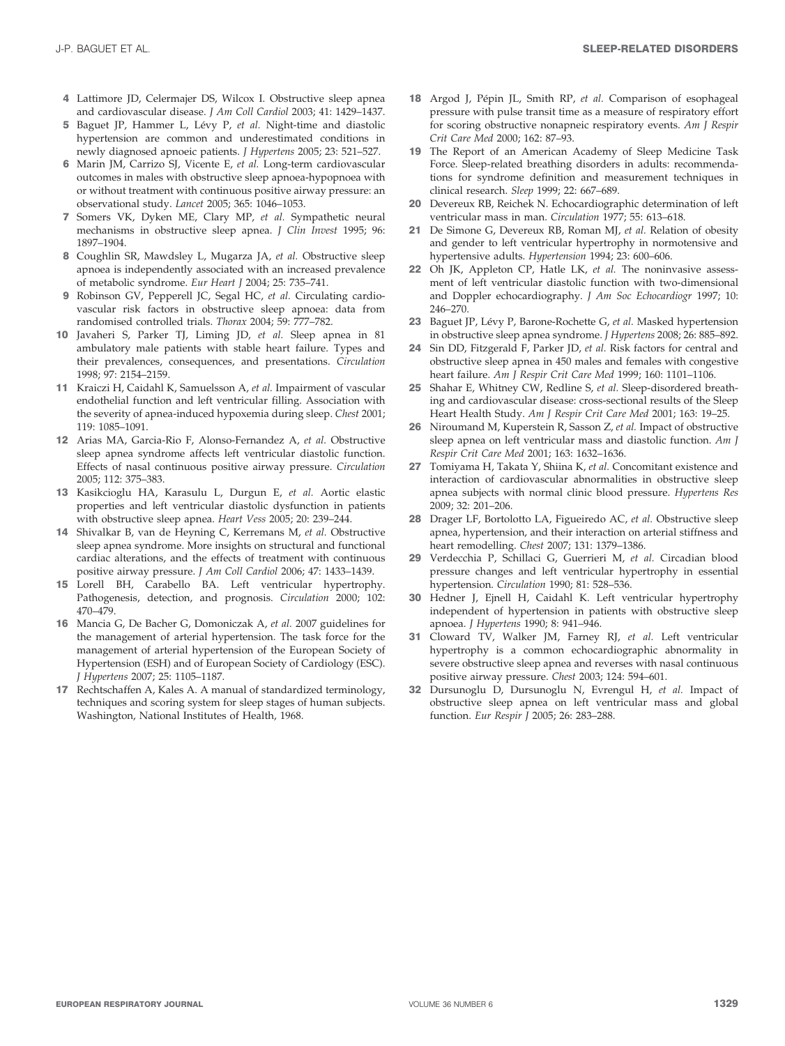4 Lattimore JD, Celermajer DS, Wilcox I. Obstructive sleep apnea and cardiovascular disease. *J Am Coll Cardiol* 2003; 41: 1429–1437.

5 Baguet JP, Hammer L, Lévy P, *et al.* Night-time and diastolic hypertension are common and underestimated conditions in newly diagnosed apnoeic patients. *J Hypertens* 2005; 23: 521–527.

6 Marin JM, Carrizo SJ, Vicente E, *et al.* Long-term cardiovascular outcomes in males with obstructive sleep apnoea-hypopnoea with or without treatment with continuous positive airway pressure: an observational study. *Lancet* 2005; 365: 1046–1053.

7 Somers VK, Dyken ME, Clary MP, *et al.* Sympathetic neural mechanisms in obstructive sleep apnea. *J Clin Invest* 1995; 96: 1897–1904.

8 Coughlin SR, Mawdsley L, Mugarza JA, *et al.* Obstructive sleep apnoea is independently associated with an increased prevalence of metabolic syndrome. *Eur Heart J* 2004; 25: 735–741.

9 Robinson GV, Pepperell JC, Segal HC, *et al.* Circulating cardiovascular risk factors in obstructive sleep apnoea: data from randomised controlled trials. *Thorax* 2004; 59: 777–782.

10 Javaheri S, Parker TJ, Liming JD, *et al.* Sleep apnea in 81 ambulatory male patients with stable heart failure. Types and their prevalences, consequences, and presentations. *Circulation* 1998; 97: 2154–2159.

11 Kraiczi H, Caidahl K, Samuelsson A, *et al.* Impairment of vascular endothelial function and left ventricular filling. Association with the severity of apnea-induced hypoxemia during sleep. *Chest* 2001; 119: 1085–1091.

12 Arias MA, Garcia-Rio F, Alonso-Fernandez A, *et al.* Obstructive sleep apnea syndrome affects left ventricular diastolic function. Effects of nasal continuous positive airway pressure. *Circulation* 2005; 112: 375–383.

13 Kasikcioglu HA, Karasulu L, Durgun E, *et al.* Aortic elastic properties and left ventricular diastolic dysfunction in patients with obstructive sleep apnea. *Heart Vess* 2005; 20: 239–244.

14 Shivalkar B, van de Heyning C, Kerremans M, *et al.* Obstructive sleep apnea syndrome. More insights on structural and functional cardiac alterations, and the effects of treatment with continuous positive airway pressure. *J Am Coll Cardiol* 2006; 47: 1433–1439.

15 Lorell BH, Carabello BA. Left ventricular hypertrophy. Pathogenesis, detection, and prognosis. *Circulation* 2000; 102: 470–479.

16 Mancia G, De Bacher G, Domoniczak A, *et al.* 2007 guidelines for the management of arterial hypertension. The task force for the management of arterial hypertension of the European Society of Hypertension (ESH) and of European Society of Cardiology (ESC). *J Hypertens* 2007; 25: 1105–1187.

17 Rechtschaffen A, Kales A. A manual of standardized terminology, techniques and scoring system for sleep stages of human subjects. Washington, National Institutes of Health, 1968.

18 Argod J, Pépin JL, Smith RP, *et al.* Comparison of esophageal pressure with pulse transit time as a measure of respiratory effort for scoring obstructive nonapneic respiratory events. *Am J Respir Crit Care Med* 2000; 162: 87–93.

19 The Report of an American Academy of Sleep Medicine Task Force. Sleep-related breathing disorders in adults: recommendations for syndrome definition and measurement techniques in clinical research. *Sleep* 1999; 22: 667–689.

20 Devereux RB, Reichek N. Echocardiographic determination of left ventricular mass in man. *Circulation* 1977; 55: 613–618.

21 De Simone G, Devereux RB, Roman MJ, *et al.* Relation of obesity and gender to left ventricular hypertrophy in normotensive and hypertensive adults. *Hypertension* 1994; 23: 600–606.

22 Oh JK, Appleton CP, Hatle LK, *et al.* The noninvasive assessment of left ventricular diastolic function with two-dimensional and Doppler echocardiography. *J Am Soc Echocardiogr* 1997; 10: 246–270.

23 Baguet JP, Lévy P, Barone-Rochette G, *et al.* Masked hypertension in obstructive sleep apnea syndrome. *J Hypertens* 2008; 26: 885–892.

24 Sin DD, Fitzgerald F, Parker JD, *et al.* Risk factors for central and obstructive sleep apnea in 450 males and females with congestive heart failure. *Am J Respir Crit Care Med* 1999; 160: 1101–1106.

25 Shahar E, Whitney CW, Redline S, *et al.* Sleep-disordered breathing and cardiovascular disease: cross-sectional results of the Sleep Heart Health Study. *Am J Respir Crit Care Med* 2001; 163: 19–25.

26 Niroumand M, Kuperstein R, Sasson Z, *et al.* Impact of obstructive sleep apnea on left ventricular mass and diastolic function. *Am J Respir Crit Care Med* 2001; 163: 1632–1636.

27 Tomiyama H, Takata Y, Shiina K, *et al.* Concomitant existence and interaction of cardiovascular abnormalities in obstructive sleep apnea subjects with normal clinic blood pressure. *Hypertens Res* 2009; 32: 201–206.

28 Drager LF, Bortolotto LA, Figueiredo AC, *et al.* Obstructive sleep apnea, hypertension, and their interaction on arterial stiffness and heart remodelling. *Chest* 2007; 131: 1379–1386.

29 Verdecchia P, Schillaci G, Guerrieri M, *et al.* Circadian blood pressure changes and left ventricular hypertrophy in essential hypertension. *Circulation* 1990; 81: 528–536.

30 Hedner J, Ejnell H, Caidahl K. Left ventricular hypertrophy independent of hypertension in patients with obstructive sleep apnoea. *J Hypertens* 1990; 8: 941–946.

31 Cloward TV, Walker JM, Farney RJ, *et al.* Left ventricular hypertrophy is a common echocardiographic abnormality in severe obstructive sleep apnea and reverses with nasal continuous positive airway pressure. *Chest* 2003; 124: 594–601.

32 Dursunoglu D, Dursunoglu N, Evrengul H, *et al.* Impact of obstructive sleep apnoea on left ventricular mass and global function. *Eur Respir J* 2005; 26: 283–288.